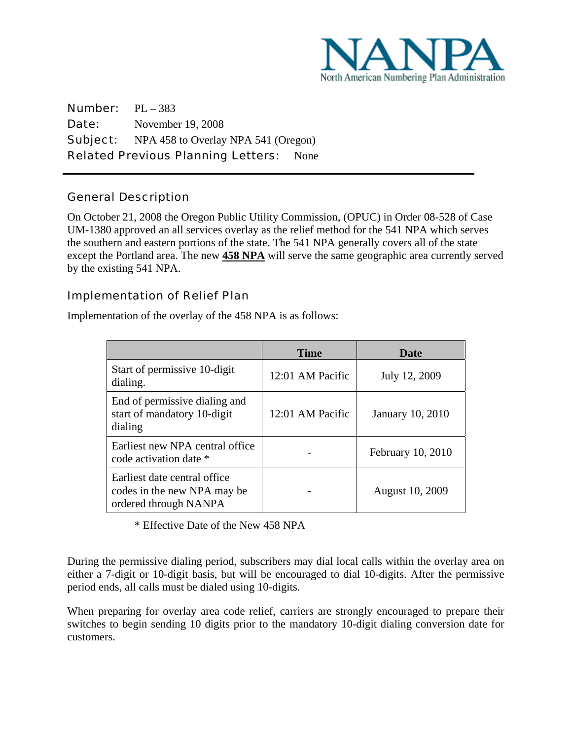NANPA
North American Numbering Plan Administration

**Number:** PL – 383
**Date:** November 19, 2008
**Subject:** NPA 458 to Overlay NPA 541 (Oregon)
**Related Previous Planning Letters:** None

## General Description

On October 21, 2008 the Oregon Public Utility Commission, (OPUC) in Order 08-528 of Case UM-1380 approved an all services overlay as the relief method for the 541 NPA which serves the southern and eastern portions of the state. The 541 NPA generally covers all of the state except the Portland area. The new **458 NPA** will serve the same geographic area currently served by the existing 541 NPA.

## Implementation of Relief Plan

Implementation of the overlay of the 458 NPA is as follows:

| | Time | Date |
|---|---|---|
| Start of permissive 10-digit dialing. | 12:01 AM Pacific | July 12, 2009 |
| End of permissive dialing and start of mandatory 10-digit dialing | 12:01 AM Pacific | January 10, 2010 |
| Earliest new NPA central office code activation date * | - | February 10, 2010 |
| Earliest date central office codes in the new NPA may be ordered through NANPA | - | August 10, 2009 |

* Effective Date of the New 458 NPA

During the permissive dialing period, subscribers may dial local calls within the overlay area on either a 7-digit or 10-digit basis, but will be encouraged to dial 10-digits. After the permissive period ends, all calls must be dialed using 10-digits.

When preparing for overlay area code relief, carriers are strongly encouraged to prepare their switches to begin sending 10 digits prior to the mandatory 10-digit dialing conversion date for customers.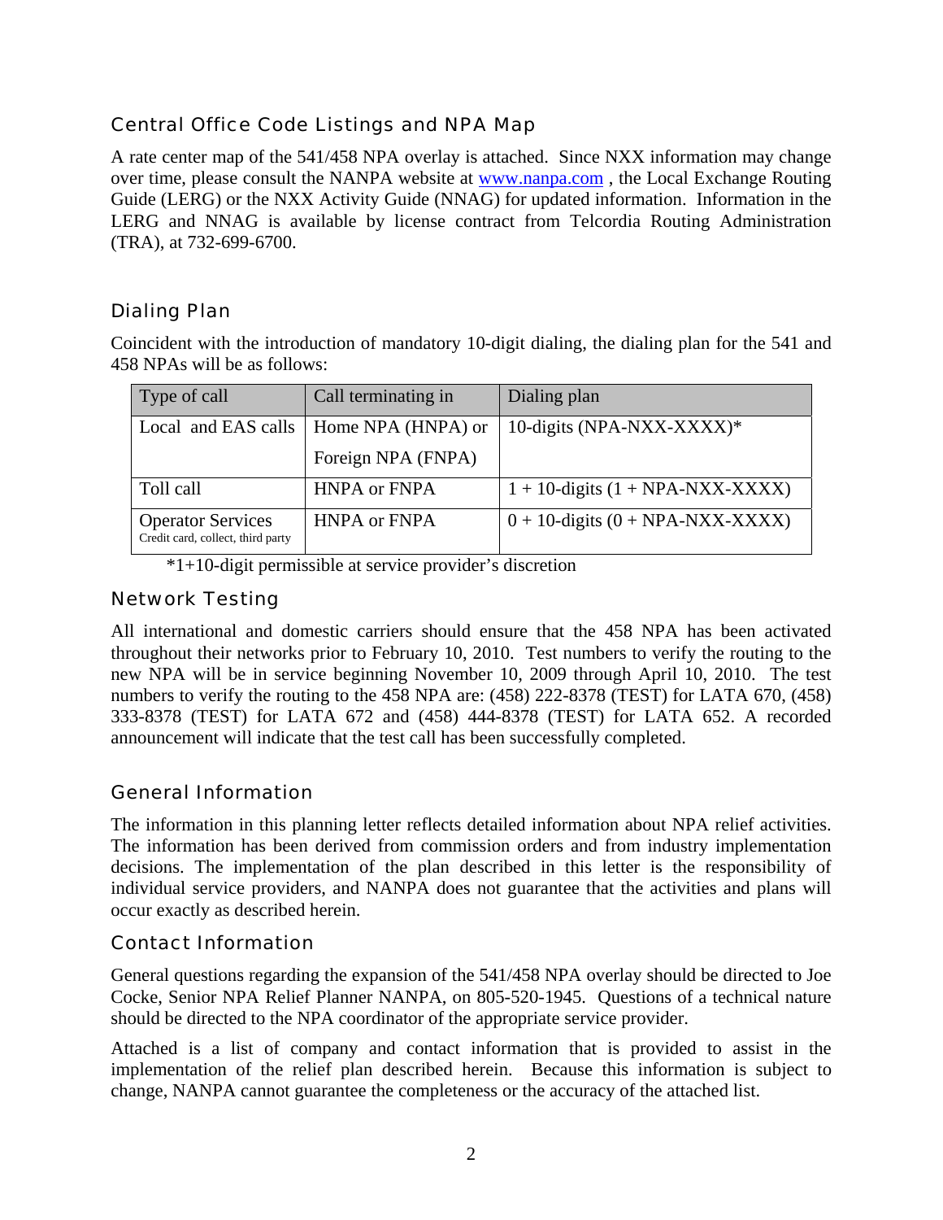## Central Office Code Listings and NPA Map

A rate center map of the 541/458 NPA overlay is attached. Since NXX information may change over time, please consult the NANPA website at [www.nanpa.com](http://www.nanpa.com) , the Local Exchange Routing Guide (LERG) or the NXX Activity Guide (NNAG) for updated information. Information in the LERG and NNAG is available by license contract from Telcordia Routing Administration (TRA), at 732-699-6700.

## Dialing Plan

Coincident with the introduction of mandatory 10-digit dialing, the dialing plan for the 541 and 458 NPAs will be as follows:

| Type of call | Call terminating in | Dialing plan |
|---|---|---|
| Local and EAS calls | Home NPA (HNPA) or Foreign NPA (FNPA) | 10-digits (NPA-NXX-XXXX)* |
| Toll call | HNPA or FNPA | 1 + 10-digits (1 + NPA-NXX-XXXX) |
| Operator Services<br>Credit card, collect, third party | HNPA or FNPA | 0 + 10-digits (0 + NPA-NXX-XXXX) |

*1+10-digit permissible at service provider's discretion

## Network Testing

All international and domestic carriers should ensure that the 458 NPA has been activated throughout their networks prior to February 10, 2010. Test numbers to verify the routing to the new NPA will be in service beginning November 10, 2009 through April 10, 2010. The test numbers to verify the routing to the 458 NPA are: (458) 222-8378 (TEST) for LATA 670, (458) 333-8378 (TEST) for LATA 672 and (458) 444-8378 (TEST) for LATA 652. A recorded announcement will indicate that the test call has been successfully completed.

## General Information

The information in this planning letter reflects detailed information about NPA relief activities. The information has been derived from commission orders and from industry implementation decisions. The implementation of the plan described in this letter is the responsibility of individual service providers, and NANPA does not guarantee that the activities and plans will occur exactly as described herein.

## Contact Information

General questions regarding the expansion of the 541/458 NPA overlay should be directed to Joe Cocke, Senior NPA Relief Planner NANPA, on 805-520-1945. Questions of a technical nature should be directed to the NPA coordinator of the appropriate service provider.

Attached is a list of company and contact information that is provided to assist in the implementation of the relief plan described herein. Because this information is subject to change, NANPA cannot guarantee the completeness or the accuracy of the attached list.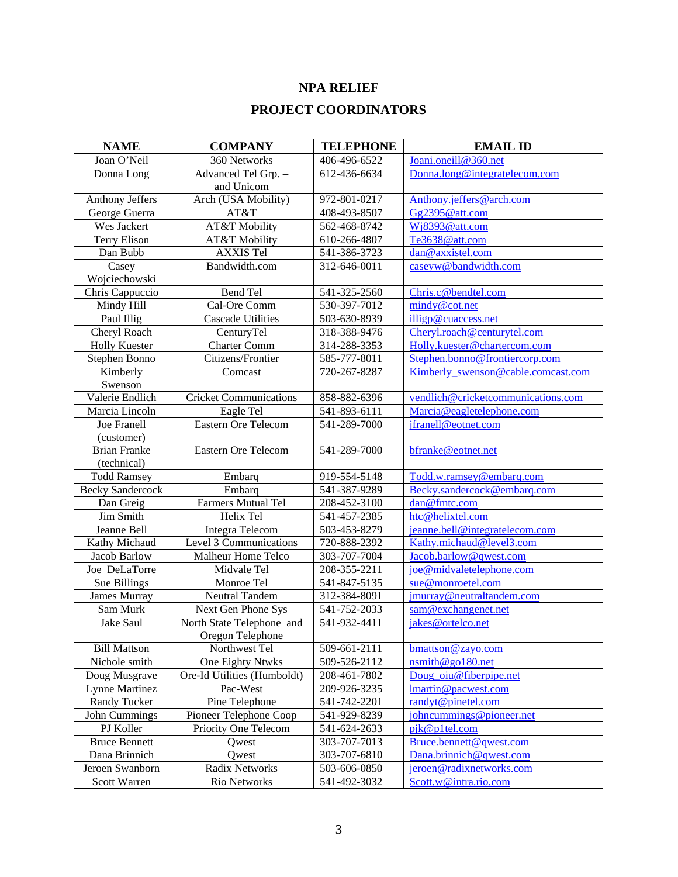# NPA RELIEF

## PROJECT COORDINATORS

| NAME | COMPANY | TELEPHONE | EMAIL ID |
|---|---|---|---|
| Joan O'Neil | 360 Networks | 406-496-6522 | Joani.oneill@360.net |
| Donna Long | Advanced Tel Grp. – and Unicom | 612-436-6634 | Donna.long@integratelecom.com |
| Anthony Jeffers | Arch (USA Mobility) | 972-801-0217 | Anthony.jeffers@arch.com |
| George Guerra | AT&T | 408-493-8507 | Gg2395@att.com |
| Wes Jackert | AT&T Mobility | 562-468-8742 | Wj8393@att.com |
| Terry Elison | AT&T Mobility | 610-266-4807 | Te3638@att.com |
| Dan Bubb | AXXIS Tel | 541-386-3723 | dan@axxistel.com |
| Casey Wojciechowski | Bandwidth.com | 312-646-0011 | caseyw@bandwidth.com |
| Chris Cappuccio | Bend Tel | 541-325-2560 | Chris.c@bendtel.com |
| Mindy Hill | Cal-Ore Comm | 530-397-7012 | mindy@cot.net |
| Paul Illig | Cascade Utilities | 503-630-8939 | illigp@cuaccess.net |
| Cheryl Roach | CenturyTel | 318-388-9476 | Cheryl.roach@centurytel.com |
| Holly Kuester | Charter Comm | 314-288-3353 | Holly.kuester@chartercom.com |
| Stephen Bonno | Citizens/Frontier | 585-777-8011 | Stephen.bonno@frontiercorp.com |
| Kimberly Swenson | Comcast | 720-267-8287 | Kimberly_swenson@cable.comcast.com |
| Valerie Endlich | Cricket Communications | 858-882-6396 | vendlich@cricketcommunications.com |
| Marcia Lincoln | Eagle Tel | 541-893-6111 | Marcia@eagletelephone.com |
| Joe Franell (customer) | Eastern Ore Telecom | 541-289-7000 | jfranell@eotnet.com |
| Brian Franke (technical) | Eastern Ore Telecom | 541-289-7000 | bfranke@eotnet.net |
| Todd Ramsey | Embarq | 919-554-5148 | Todd.w.ramsey@embarq.com |
| Becky Sandercock | Embarq | 541-387-9289 | Becky.sandercock@embarq.com |
| Dan Greig | Farmers Mutual Tel | 208-452-3100 | dan@fmtc.com |
| Jim Smith | Helix Tel | 541-457-2385 | htc@helixtel.com |
| Jeanne Bell | Integra Telecom | 503-453-8279 | jeanne.bell@integratelecom.com |
| Kathy Michaud | Level 3 Communications | 720-888-2392 | Kathy.michaud@level3.com |
| Jacob Barlow | Malheur Home Telco | 303-707-7004 | Jacob.barlow@qwest.com |
| Joe DeLaTorre | Midvale Tel | 208-355-2211 | joe@midvaletelephone.com |
| Sue Billings | Monroe Tel | 541-847-5135 | sue@monroetel.com |
| James Murray | Neutral Tandem | 312-384-8091 | jmurray@neutraltandem.com |
| Sam Murk | Next Gen Phone Sys | 541-752-2033 | sam@exchangenet.net |
| Jake Saul | North State Telephone and Oregon Telephone | 541-932-4411 | jakes@ortelco.net |
| Bill Mattson | Northwest Tel | 509-661-2111 | bmattson@zayo.com |
| Nichole smith | One Eighty Ntwks | 509-526-2112 | nsmith@go180.net |
| Doug Musgrave | Ore-Id Utilities (Humboldt) | 208-461-7802 | Doug_oiu@fiberpipe.net |
| Lynne Martinez | Pac-West | 209-926-3235 | lmartin@pacwest.com |
| Randy Tucker | Pine Telephone | 541-742-2201 | randyt@pinetel.com |
| John Cummings | Pioneer Telephone Coop | 541-929-8239 | johncummings@pioneer.net |
| PJ Koller | Priority One Telecom | 541-624-2633 | pjk@p1tel.com |
| Bruce Bennett | Qwest | 303-707-7013 | Bruce.bennett@qwest.com |
| Dana Brinnich | Qwest | 303-707-6810 | Dana.brinnich@qwest.com |
| Jeroen Swanborn | Radix Networks | 503-606-0850 | jeroen@radixnetworks.com |
| Scott Warren | Rio Networks | 541-492-3032 | Scott.w@intra.rio.com |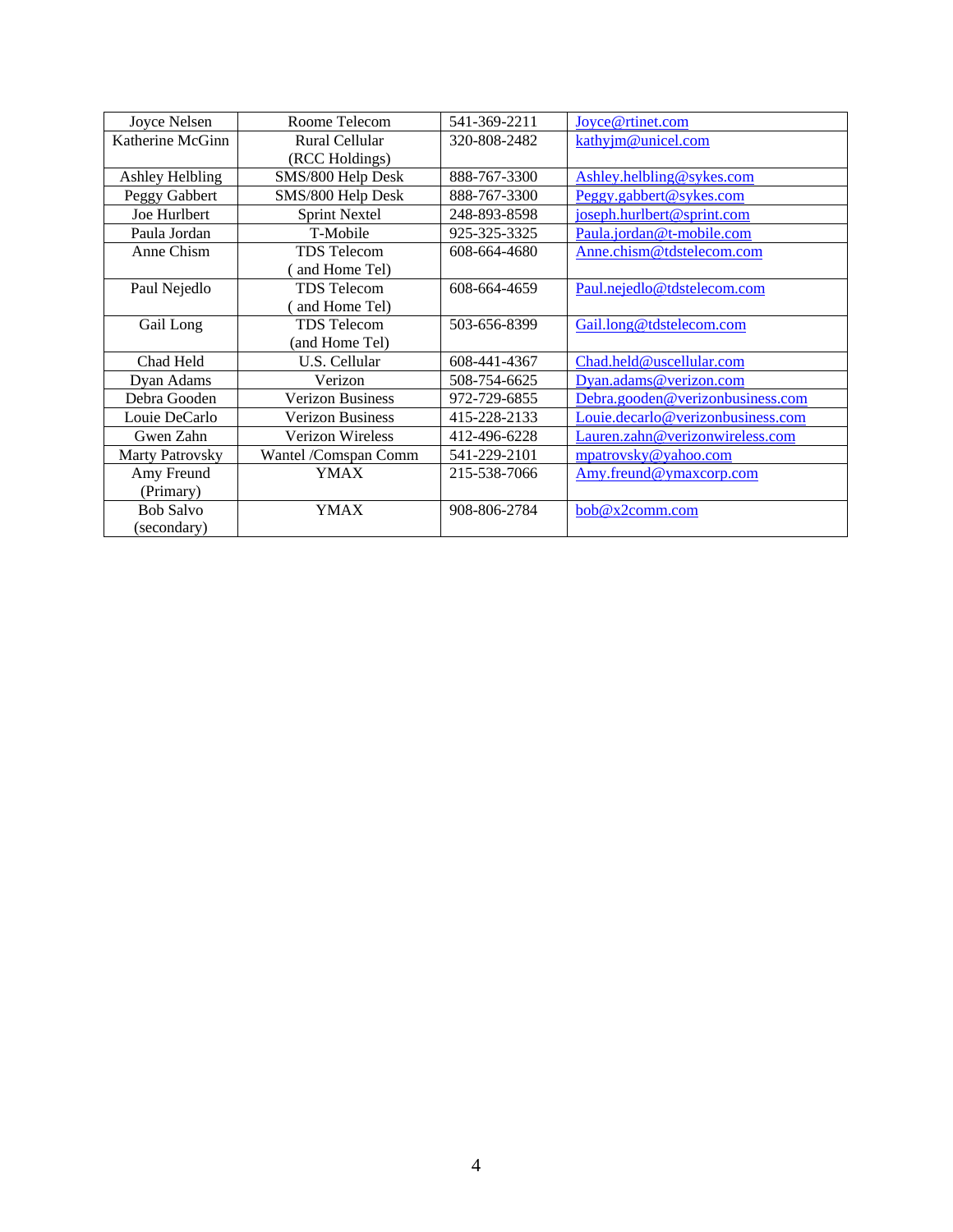| Joyce Nelsen | Roome Telecom | 541-369-2211 | Joyce@rtinet.com |
|---|---|---|---|
| Katherine McGinn | Rural Cellular (RCC Holdings) | 320-808-2482 | kathyjm@unicel.com |
| Ashley Helbling | SMS/800 Help Desk | 888-767-3300 | Ashley.helbling@sykes.com |
| Peggy Gabbert | SMS/800 Help Desk | 888-767-3300 | Peggy.gabbert@sykes.com |
| Joe Hurlbert | Sprint Nextel | 248-893-8598 | joseph.hurlbert@sprint.com |
| Paula Jordan | T-Mobile | 925-325-3325 | Paula.jordan@t-mobile.com |
| Anne Chism | TDS Telecom ( and Home Tel) | 608-664-4680 | Anne.chism@tdstelecom.com |
| Paul Nejedlo | TDS Telecom ( and Home Tel) | 608-664-4659 | Paul.nejedlo@tdstelecom.com |
| Gail Long | TDS Telecom (and Home Tel) | 503-656-8399 | Gail.long@tdstelecom.com |
| Chad Held | U.S. Cellular | 608-441-4367 | Chad.held@uscellular.com |
| Dyan Adams | Verizon | 508-754-6625 | Dyan.adams@verizon.com |
| Debra Gooden | Verizon Business | 972-729-6855 | Debra.gooden@verizonbusiness.com |
| Louie DeCarlo | Verizon Business | 415-228-2133 | Louie.decarlo@verizonbusiness.com |
| Gwen Zahn | Verizon Wireless | 412-496-6228 | Lauren.zahn@verizonwireless.com |
| Marty Patrovsky | Wantel /Comspan Comm | 541-229-2101 | mpatrovsky@yahoo.com |
| Amy Freund (Primary) | YMAX | 215-538-7066 | Amy.freund@ymaxcorp.com |
| Bob Salvo (secondary) | YMAX | 908-806-2784 | bob@x2comm.com |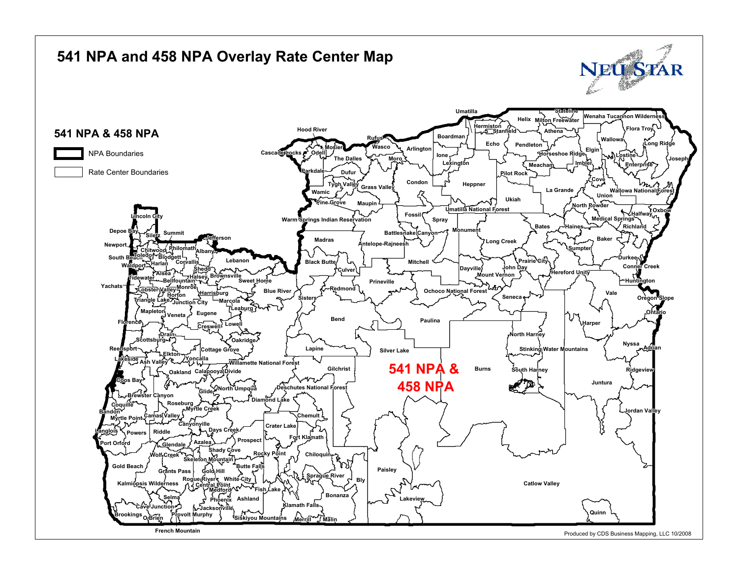# 541 NPA and 458 NPA Overlay Rate Center Map

NEUSTAR

**541 NPA & 458 NPA**

NPA Boundaries

Rate Center Boundaries

Umatilla
Stateline
Wenaha Tucannon Wilderness
Helix
Milton Freewater
Hermiston
Stanfield
Athena
Flora Troy
Hood River
Boardman
Wallowa
Rufus
Echo
Pendleton
Long Ridge
Cascade Locks
Mosier
Wasco
Arlington
Elgin
Odell
Horseshoe Ridge
Lostine
Joseph
The Dalles
Moro
Ione
Lexington
Meacham
Imbler
Enterprise
Parkdale
Dufur
Pilot Rock
Cove
Tygh Valley
Grass Valley
Condon
Heppner
La Grande
Wallowa National Forest
Wamic
Union
Ukiah
North Powder
Pine Grove
Maupin
Oxbow
Umatilla National Forest
Halfway
Lincoln City
Fossil
Medical Springs
Warm Springs Indian Reservation
Spray
Bates
Haines
Richland
Depoe Bay
Monument
Summit
Battlesnake Canyon
Siletz
Jefferson
Madras
Long Creek
Baker
Newport
Antelope-Rajneesh
Philomath
Chitwood
Albany
Sumpter
Toledo
Blodgett
South Beach
Lebanon
Black Butte
Mitchell
Prairie City
Durkee
Waldport
Harlan
Corvallis
Conner Creek
Shedd
Culver
Dayville
John Day
Alsea
Hereford Unity
Brownsville
Halsey
Mount Vernon
Tidewater
Sweet Home
Prineville
Huntington
Bellfountain
Yachats
Monroe
Redmond
Ochoco National Forest
Lobster Valley
Blue River
Vale
Harrisburg
Horton
Seneca
Sisters
Oregon Slope
Triangle Lake
Marcola
Junction City
Leaburg
Ontario
Mapleton
Eugene
Veneta
Bend
Paulina
Florence
Harper
Lowell
Creswell
North Harney
Drain
Scottsburg
Oakridge
Nyssa
Reedsport
Cottage Grove
Lapine
Silver Lake
Stinking Water Mountains
Adrian
Elkton
Lakeside
Yoncalla
Ash Valley
Willamette National Forest
**541 NPA & 458 NPA**
Gilchrist
Burns
Oakland
Calapooya Divide
South Harney
Ridgeview
Coos Bay
Juntura
North Umpqua
Glide
Deschutes National Forest
Brewster Canyon
Diamond Lake
Roseburg
Coquille
Jordan Valley
Myrtle Creek
Bandon
Chemult
Camas Valley
Myrtle Point
Canyonville
Crater Lake
Langlois
Days Creek
Powers
Riddle
Fort Klamath
Prospect
Port Orford
Azalea
Glendale
Shady Cove
Chiloquin
Wolf Creek
Rocky Point
Skeleton Mountain
Butte Falls
Gold Beach
Paisley
Gold Hill
Grants Pass
Sprague River
Rogue River
White City
Bly
Central Point
Kalmiopsis Wilderness
Catlow Valley
Medford
Fish Lake
Bonanza
Selma
Phoenix
Ashland
Lakeview
Cave Junction
Klamath Falls
Jacksonville
Quinn
Brookings
Provolt Murphy
O'Brien
Siskiyou Mountains
Merrill
Malin
French Mountain

Produced by CDS Business Mapping, LLC 10/2008